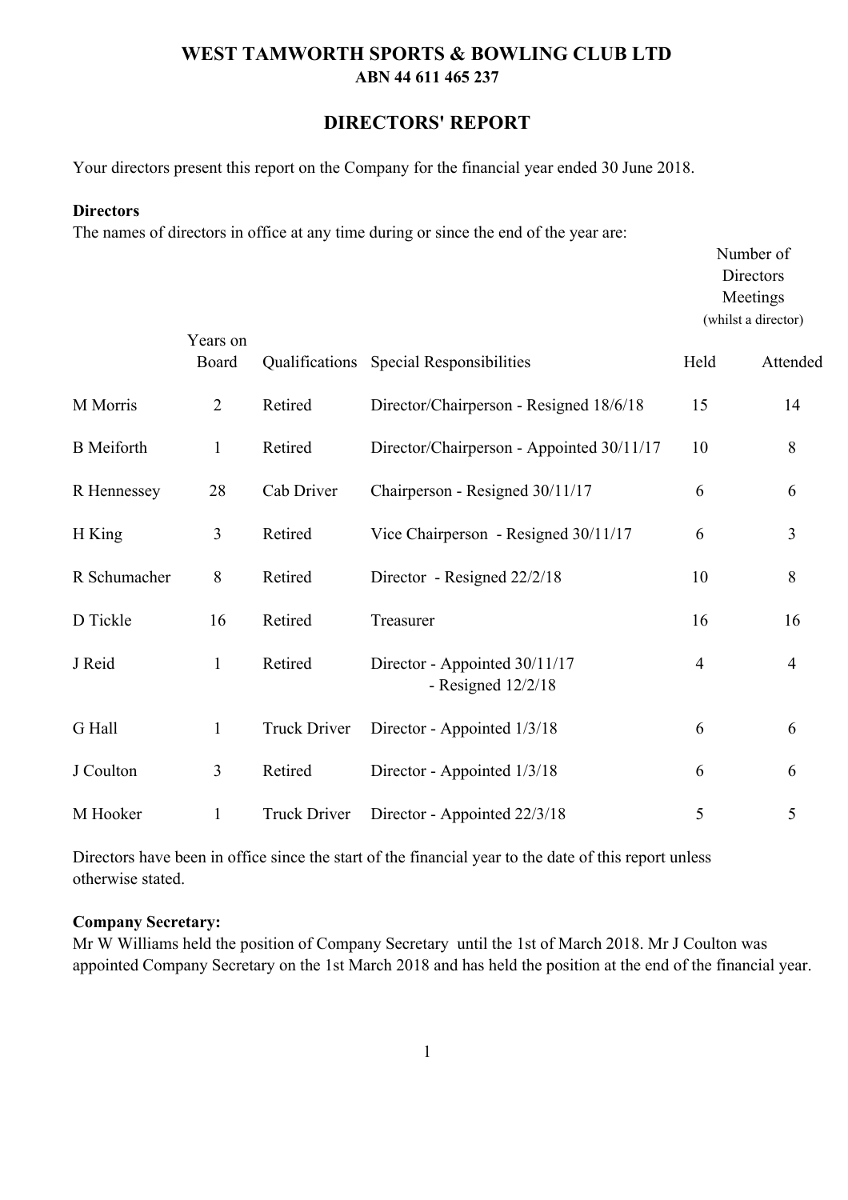# WEST TAMWORTH SPORTS & BOWLING CLUB LTD

**ABN 44 611 465 237**

## DIRECTORS' REPORT

Your directors present this report on the Company for the financial year ended 30 June 2018.

**Directors**

The names of directors in office at any time during or since the end of the year are:

| | Years on Board | Qualifications | Special Responsibilities | Number of Directors Meetings (whilst a director) Held | Attended |
|---|---|---|---|---|---|
| M Morris | 2 | Retired | Director/Chairperson - Resigned 18/6/18 | 15 | 14 |
| B Meiforth | 1 | Retired | Director/Chairperson - Appointed 30/11/17 | 10 | 8 |
| R Hennessey | 28 | Cab Driver | Chairperson - Resigned 30/11/17 | 6 | 6 |
| H King | 3 | Retired | Vice Chairperson - Resigned 30/11/17 | 6 | 3 |
| R Schumacher | 8 | Retired | Director - Resigned 22/2/18 | 10 | 8 |
| D Tickle | 16 | Retired | Treasurer | 16 | 16 |
| J Reid | 1 | Retired | Director - Appointed 30/11/17 - Resigned 12/2/18 | 4 | 4 |
| G Hall | 1 | Truck Driver | Director - Appointed 1/3/18 | 6 | 6 |
| J Coulton | 3 | Retired | Director - Appointed 1/3/18 | 6 | 6 |
| M Hooker | 1 | Truck Driver | Director - Appointed 22/3/18 | 5 | 5 |

Directors have been in office since the start of the financial year to the date of this report unless otherwise stated.

**Company Secretary:**

Mr W Williams held the position of Company Secretary until the 1st of March 2018. Mr J Coulton was appointed Company Secretary on the 1st March 2018 and has held the position at the end of the financial year.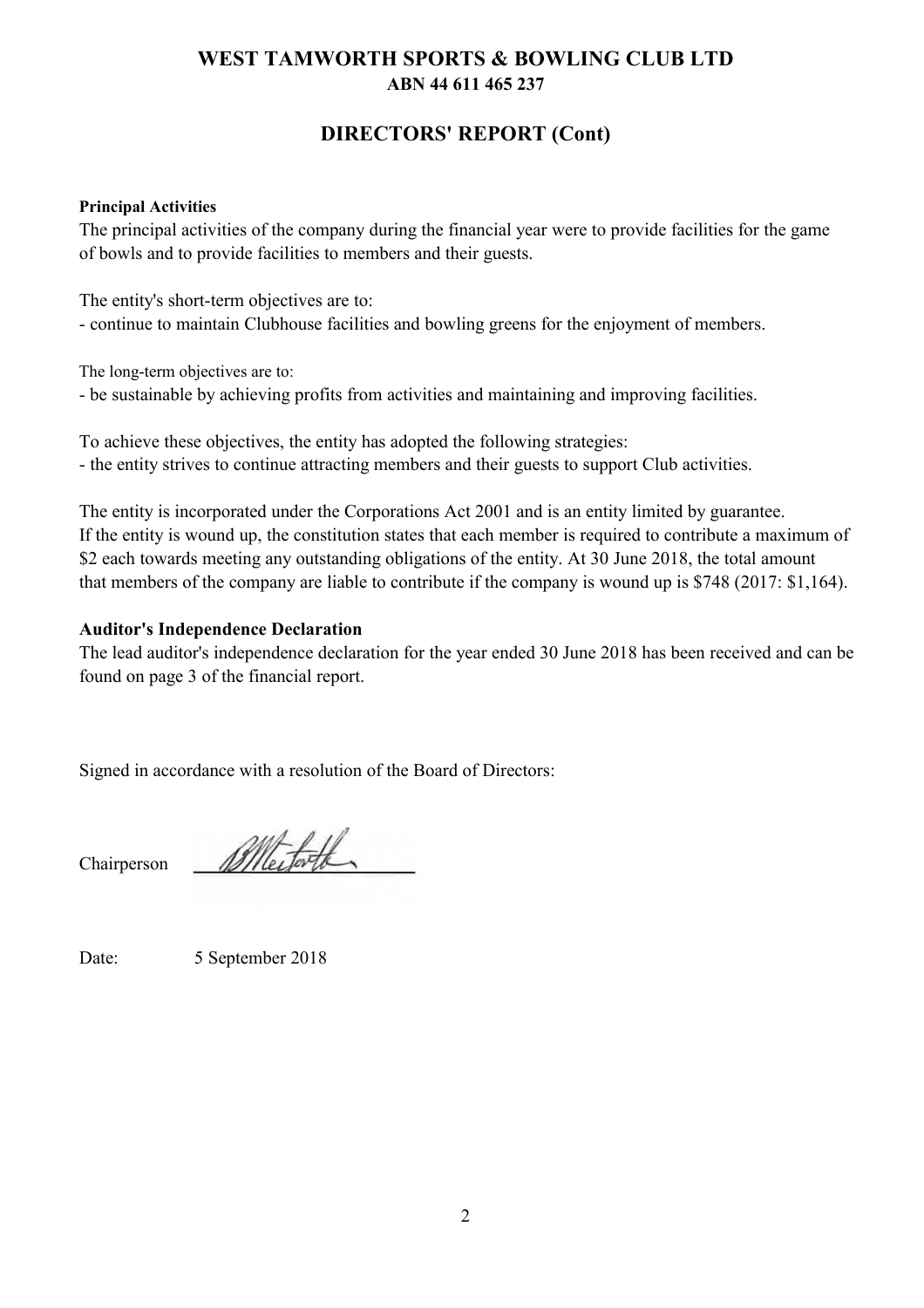# WEST TAMWORTH SPORTS & BOWLING CLUB LTD

**ABN 44 611 465 237**

## DIRECTORS' REPORT (Cont)

**Principal Activities**

The principal activities of the company during the financial year were to provide facilities for the game of bowls and to provide facilities to members and their guests.

The entity's short-term objectives are to:
- continue to maintain Clubhouse facilities and bowling greens for the enjoyment of members.

The long-term objectives are to:
- be sustainable by achieving profits from activities and maintaining and improving facilities.

To achieve these objectives, the entity has adopted the following strategies:
- the entity strives to continue attracting members and their guests to support Club activities.

The entity is incorporated under the Corporations Act 2001 and is an entity limited by guarantee. If the entity is wound up, the constitution states that each member is required to contribute a maximum of $2 each towards meeting any outstanding obligations of the entity. At 30 June 2018, the total amount that members of the company are liable to contribute if the company is wound up is $748 (2017: $1,164).

**Auditor's Independence Declaration**

The lead auditor's independence declaration for the year ended 30 June 2018 has been received and can be found on page 3 of the financial report.

Signed in accordance with a resolution of the Board of Directors:

Chairperson ______________________

Date: 5 September 2018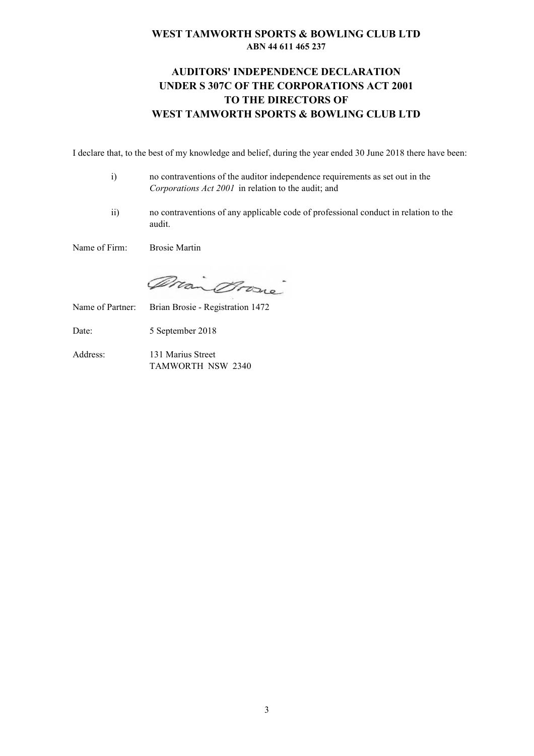# WEST TAMWORTH SPORTS & BOWLING CLUB LTD

**ABN 44 611 465 237**

## AUDITORS' INDEPENDENCE DECLARATION UNDER S 307C OF THE CORPORATIONS ACT 2001 TO THE DIRECTORS OF WEST TAMWORTH SPORTS & BOWLING CLUB LTD

I declare that, to the best of my knowledge and belief, during the year ended 30 June 2018 there have been:

i) no contraventions of the auditor independence requirements as set out in the *Corporations Act 2001* in relation to the audit; and

ii) no contraventions of any applicable code of professional conduct in relation to the audit.

Name of Firm: Brosie Martin

Name of Partner: Brian Brosie - Registration 1472

Date: 5 September 2018

Address: 131 Marius Street
TAMWORTH NSW 2340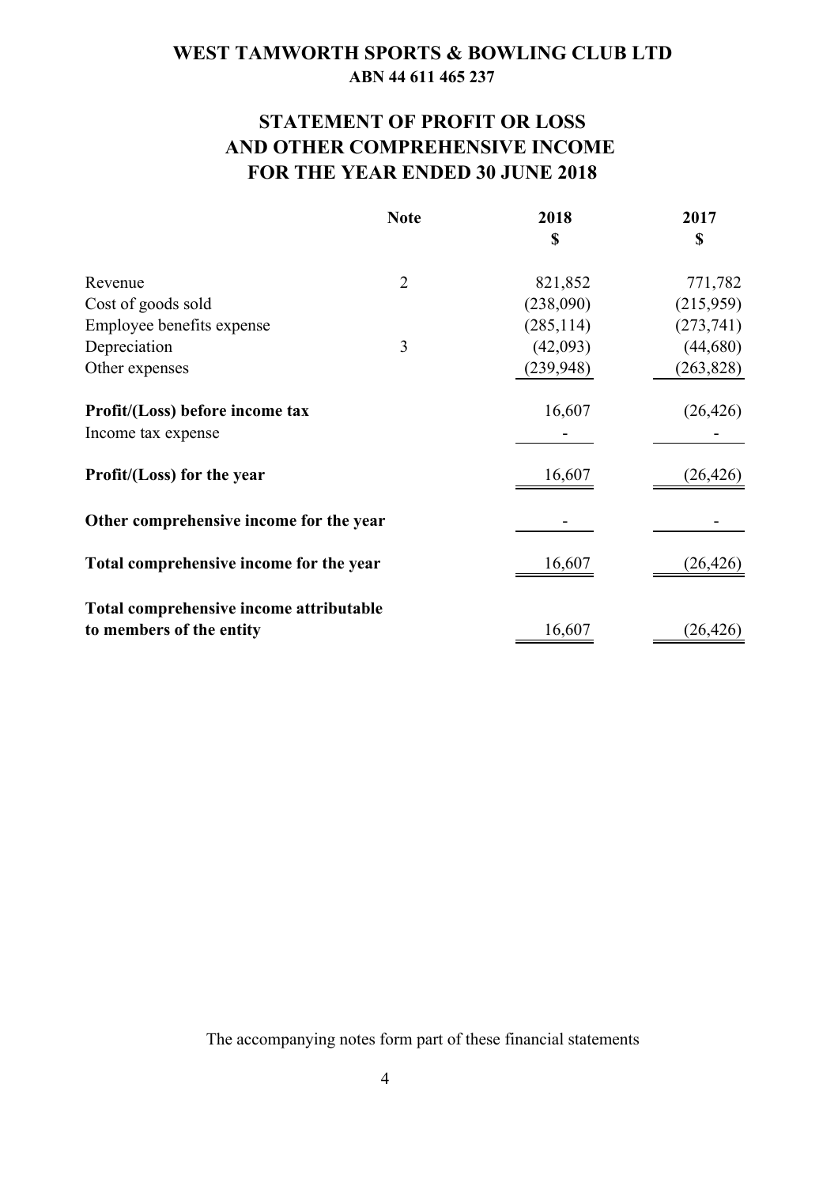# WEST TAMWORTH SPORTS & BOWLING CLUB LTD

**ABN 44 611 465 237**

## STATEMENT OF PROFIT OR LOSS AND OTHER COMPREHENSIVE INCOME FOR THE YEAR ENDED 30 JUNE 2018

| | Note | 2018 $ | 2017 $ |
|---|---|---|---|
| Revenue | 2 | 821,852 | 771,782 |
| Cost of goods sold | | (238,090) | (215,959) |
| Employee benefits expense | | (285,114) | (273,741) |
| Depreciation | 3 | (42,093) | (44,680) |
| Other expenses | | (239,948) | (263,828) |
| **Profit/(Loss) before income tax** | | 16,607 | (26,426) |
| Income tax expense | | - | - |
| **Profit/(Loss) for the year** | | 16,607 | (26,426) |
| **Other comprehensive income for the year** | | - | - |
| **Total comprehensive income for the year** | | 16,607 | (26,426) |
| **Total comprehensive income attributable to members of the entity** | | 16,607 | (26,426) |

The accompanying notes form part of these financial statements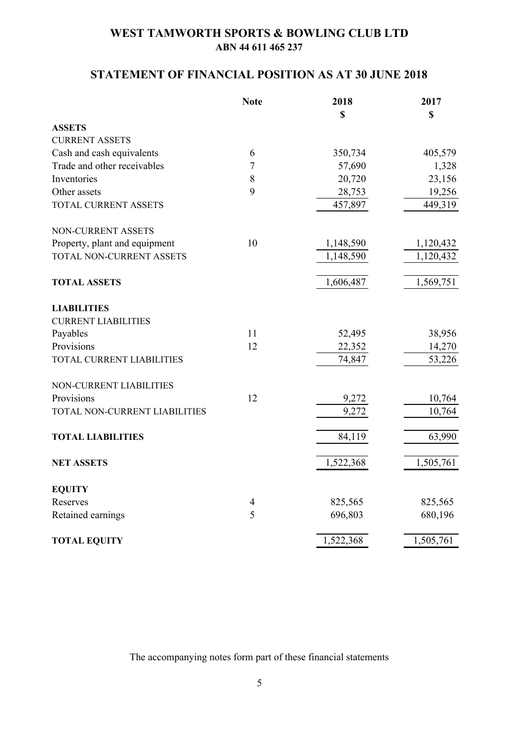# WEST TAMWORTH SPORTS & BOWLING CLUB LTD

**ABN 44 611 465 237**

## STATEMENT OF FINANCIAL POSITION AS AT 30 JUNE 2018

| | Note | 2018 | 2017 |
|---|---|---|---|
| | | $ | $ |
| **ASSETS** | | | |
| CURRENT ASSETS | | | |
| Cash and cash equivalents | 6 | 350,734 | 405,579 |
| Trade and other receivables | 7 | 57,690 | 1,328 |
| Inventories | 8 | 20,720 | 23,156 |
| Other assets | 9 | 28,753 | 19,256 |
| TOTAL CURRENT ASSETS | | 457,897 | 449,319 |
| NON-CURRENT ASSETS | | | |
| Property, plant and equipment | 10 | 1,148,590 | 1,120,432 |
| TOTAL NON-CURRENT ASSETS | | 1,148,590 | 1,120,432 |
| **TOTAL ASSETS** | | 1,606,487 | 1,569,751 |
| **LIABILITIES** | | | |
| CURRENT LIABILITIES | | | |
| Payables | 11 | 52,495 | 38,956 |
| Provisions | 12 | 22,352 | 14,270 |
| TOTAL CURRENT LIABILITIES | | 74,847 | 53,226 |
| NON-CURRENT LIABILITIES | | | |
| Provisions | 12 | 9,272 | 10,764 |
| TOTAL NON-CURRENT LIABILITIES | | 9,272 | 10,764 |
| **TOTAL LIABILITIES** | | 84,119 | 63,990 |
| **NET ASSETS** | | 1,522,368 | 1,505,761 |
| **EQUITY** | | | |
| Reserves | 4 | 825,565 | 825,565 |
| Retained earnings | 5 | 696,803 | 680,196 |
| **TOTAL EQUITY** | | 1,522,368 | 1,505,761 |

The accompanying notes form part of these financial statements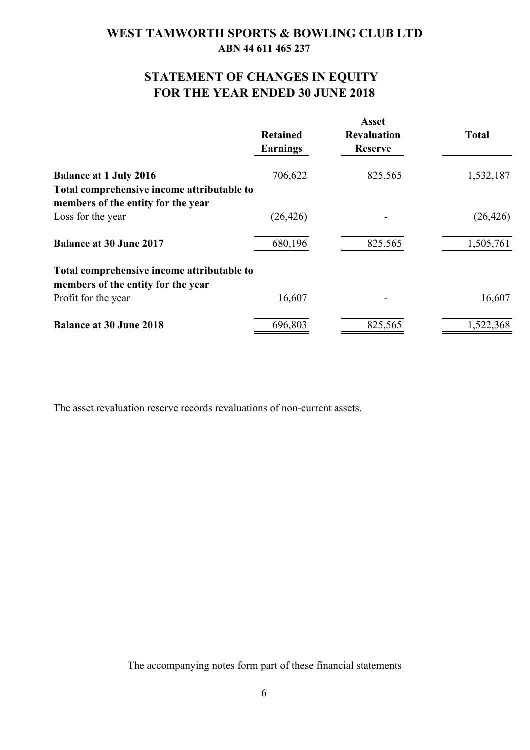# WEST TAMWORTH SPORTS & BOWLING CLUB LTD

**ABN 44 611 465 237**

## STATEMENT OF CHANGES IN EQUITY
## FOR THE YEAR ENDED 30 JUNE 2018

| | Retained Earnings | Asset Revaluation Reserve | Total |
|---|---|---|---|
| **Balance at 1 July 2016** | 706,622 | 825,565 | 1,532,187 |
| **Total comprehensive income attributable to members of the entity for the year** | | | |
| Loss for the year | (26,426) | - | (26,426) |
| **Balance at 30 June 2017** | 680,196 | 825,565 | 1,505,761 |
| **Total comprehensive income attributable to members of the entity for the year** | | | |
| Profit for the year | 16,607 | - | 16,607 |
| **Balance at 30 June 2018** | 696,803 | 825,565 | 1,522,368 |

The asset revaluation reserve records revaluations of non-current assets.

The accompanying notes form part of these financial statements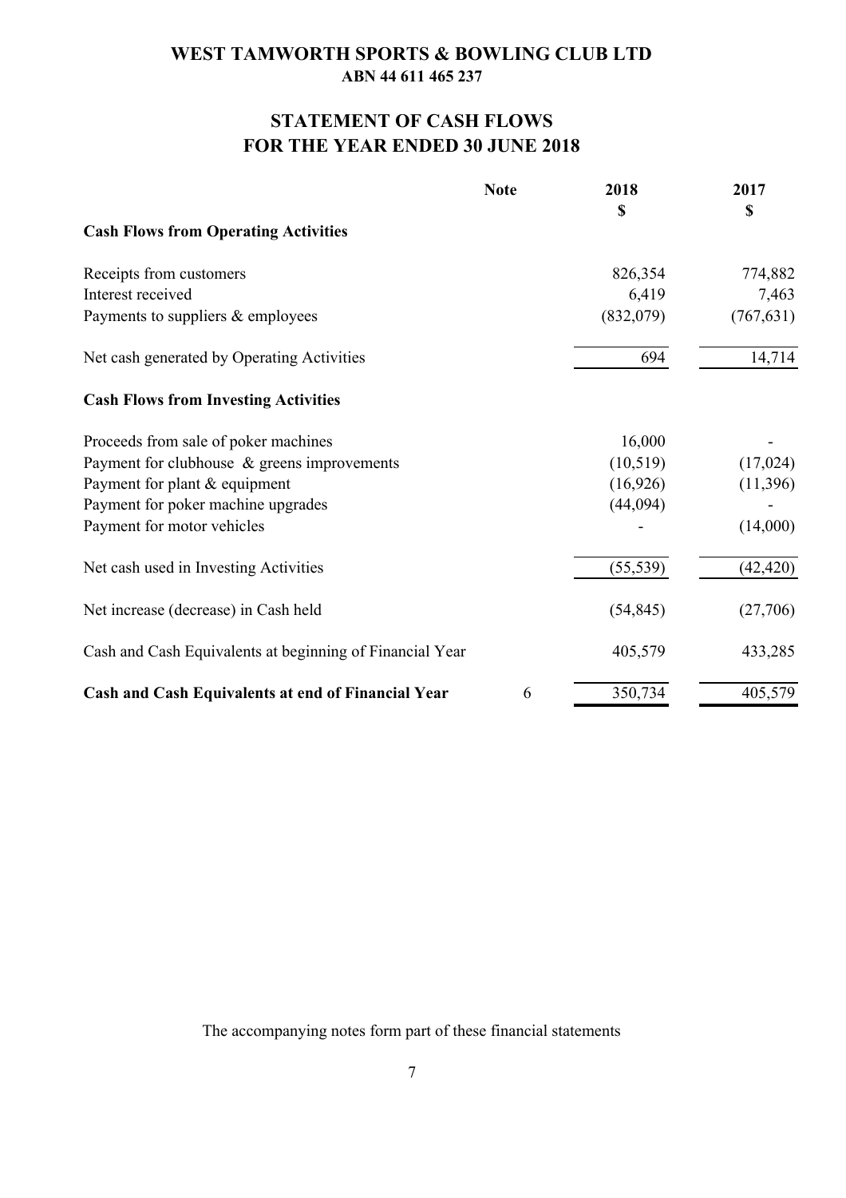# WEST TAMWORTH SPORTS & BOWLING CLUB LTD

**ABN 44 611 465 237**

## STATEMENT OF CASH FLOWS
## FOR THE YEAR ENDED 30 JUNE 2018

| | Note | 2018 | 2017 |
|---|---|---|---|
| | | $ | $ |
| **Cash Flows from Operating Activities** | | | |
| Receipts from customers | | 826,354 | 774,882 |
| Interest received | | 6,419 | 7,463 |
| Payments to suppliers & employees | | (832,079) | (767,631) |
| Net cash generated by Operating Activities | | 694 | 14,714 |
| **Cash Flows from Investing Activities** | | | |
| Proceeds from sale of poker machines | | 16,000 | - |
| Payment for clubhouse & greens improvements | | (10,519) | (17,024) |
| Payment for plant & equipment | | (16,926) | (11,396) |
| Payment for poker machine upgrades | | (44,094) | - |
| Payment for motor vehicles | | - | (14,000) |
| Net cash used in Investing Activities | | (55,539) | (42,420) |
| Net increase (decrease) in Cash held | | (54,845) | (27,706) |
| Cash and Cash Equivalents at beginning of Financial Year | | 405,579 | 433,285 |
| **Cash and Cash Equivalents at end of Financial Year** | 6 | 350,734 | 405,579 |

The accompanying notes form part of these financial statements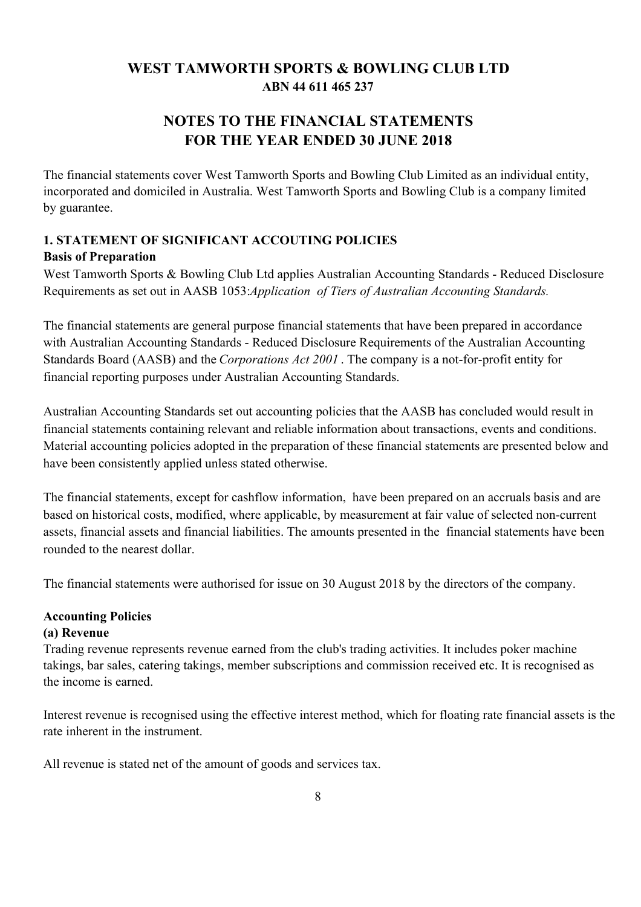# WEST TAMWORTH SPORTS & BOWLING CLUB LTD
**ABN 44 611 465 237**

# NOTES TO THE FINANCIAL STATEMENTS
# FOR THE YEAR ENDED 30 JUNE 2018

The financial statements cover West Tamworth Sports and Bowling Club Limited as an individual entity, incorporated and domiciled in Australia. West Tamworth Sports and Bowling Club is a company limited by guarantee.

## 1. STATEMENT OF SIGNIFICANT ACCOUTING POLICIES

### Basis of Preparation

West Tamworth Sports & Bowling Club Ltd applies Australian Accounting Standards - Reduced Disclosure Requirements as set out in AASB 1053:*Application of Tiers of Australian Accounting Standards.*

The financial statements are general purpose financial statements that have been prepared in accordance with Australian Accounting Standards - Reduced Disclosure Requirements of the Australian Accounting Standards Board (AASB) and the *Corporations Act 2001* . The company is a not-for-profit entity for financial reporting purposes under Australian Accounting Standards.

Australian Accounting Standards set out accounting policies that the AASB has concluded would result in financial statements containing relevant and reliable information about transactions, events and conditions. Material accounting policies adopted in the preparation of these financial statements are presented below and have been consistently applied unless stated otherwise.

The financial statements, except for cashflow information, have been prepared on an accruals basis and are based on historical costs, modified, where applicable, by measurement at fair value of selected non-current assets, financial assets and financial liabilities. The amounts presented in the financial statements have been rounded to the nearest dollar.

The financial statements were authorised for issue on 30 August 2018 by the directors of the company.

### Accounting Policies

#### (a) Revenue

Trading revenue represents revenue earned from the club's trading activities. It includes poker machine takings, bar sales, catering takings, member subscriptions and commission received etc. It is recognised as the income is earned.

Interest revenue is recognised using the effective interest method, which for floating rate financial assets is the rate inherent in the instrument.

All revenue is stated net of the amount of goods and services tax.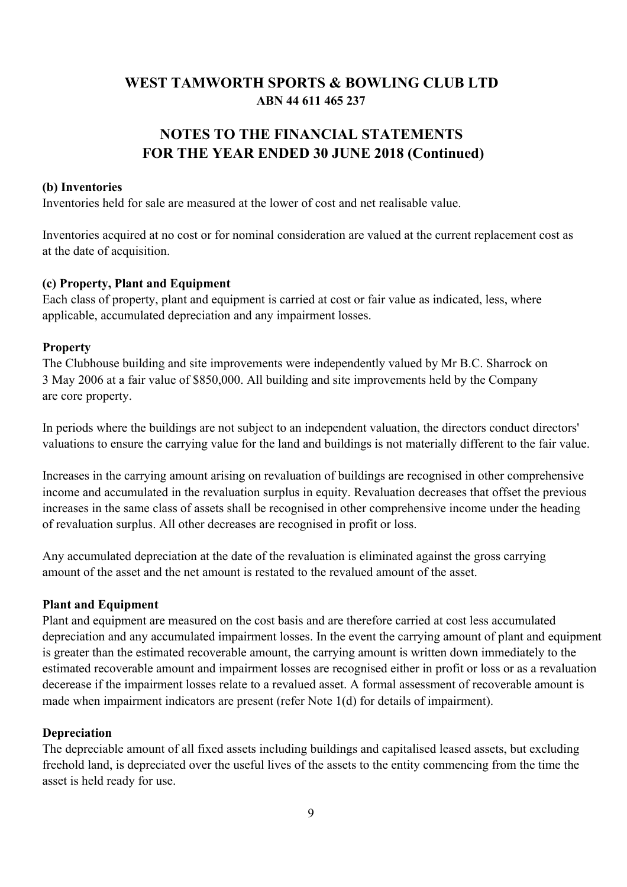# WEST TAMWORTH SPORTS & BOWLING CLUB LTD

**ABN 44 611 465 237**

## NOTES TO THE FINANCIAL STATEMENTS FOR THE YEAR ENDED 30 JUNE 2018 (Continued)

**(b) Inventories**

Inventories held for sale are measured at the lower of cost and net realisable value.

Inventories acquired at no cost or for nominal consideration are valued at the current replacement cost as at the date of acquisition.

**(c) Property, Plant and Equipment**

Each class of property, plant and equipment is carried at cost or fair value as indicated, less, where applicable, accumulated depreciation and any impairment losses.

**Property**

The Clubhouse building and site improvements were independently valued by Mr B.C. Sharrock on 3 May 2006 at a fair value of $850,000. All building and site improvements held by the Company are core property.

In periods where the buildings are not subject to an independent valuation, the directors conduct directors' valuations to ensure the carrying value for the land and buildings is not materially different to the fair value.

Increases in the carrying amount arising on revaluation of buildings are recognised in other comprehensive income and accumulated in the revaluation surplus in equity. Revaluation decreases that offset the previous increases in the same class of assets shall be recognised in other comprehensive income under the heading of revaluation surplus. All other decreases are recognised in profit or loss.

Any accumulated depreciation at the date of the revaluation is eliminated against the gross carrying amount of the asset and the net amount is restated to the revalued amount of the asset.

**Plant and Equipment**

Plant and equipment are measured on the cost basis and are therefore carried at cost less accumulated depreciation and any accumulated impairment losses. In the event the carrying amount of plant and equipment is greater than the estimated recoverable amount, the carrying amount is written down immediately to the estimated recoverable amount and impairment losses are recognised either in profit or loss or as a revaluation decerease if the impairment losses relate to a revalued asset. A formal assessment of recoverable amount is made when impairment indicators are present (refer Note 1(d) for details of impairment).

**Depreciation**

The depreciable amount of all fixed assets including buildings and capitalised leased assets, but excluding freehold land, is depreciated over the useful lives of the assets to the entity commencing from the time the asset is held ready for use.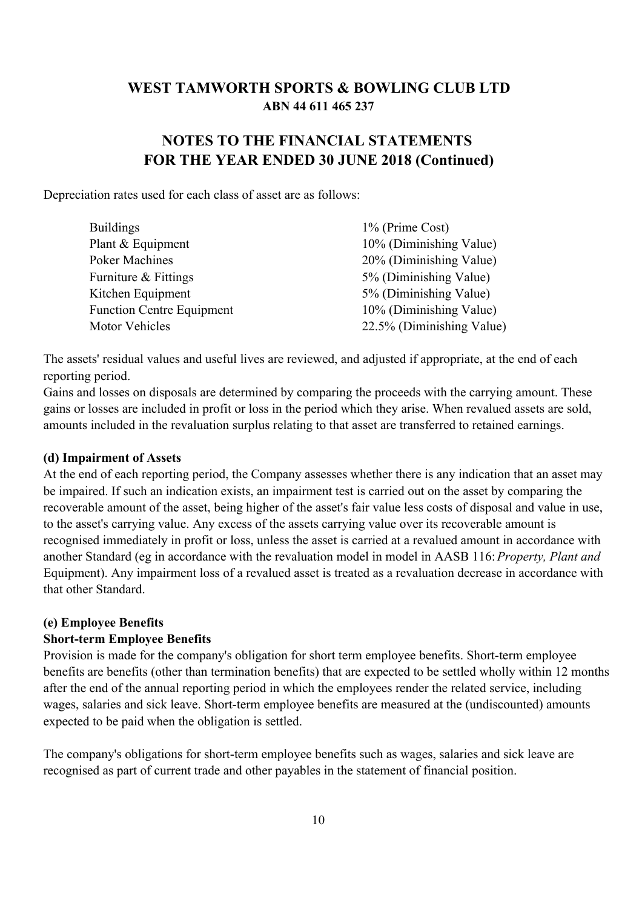Depreciation rates used for each class of asset are as follows:

| | |
|---|---|
| Buildings | 1% (Prime Cost) |
| Plant & Equipment | 10% (Diminishing Value) |
| Poker Machines | 20% (Diminishing Value) |
| Furniture & Fittings | 5% (Diminishing Value) |
| Kitchen Equipment | 5% (Diminishing Value) |
| Function Centre Equipment | 10% (Diminishing Value) |
| Motor Vehicles | 22.5% (Diminishing Value) |

The assets' residual values and useful lives are reviewed, and adjusted if appropriate, at the end of each reporting period.

Gains and losses on disposals are determined by comparing the proceeds with the carrying amount. These gains or losses are included in profit or loss in the period which they arise. When revalued assets are sold, amounts included in the revaluation surplus relating to that asset are transferred to retained earnings.

**(d) Impairment of Assets**

At the end of each reporting period, the Company assesses whether there is any indication that an asset may be impaired. If such an indication exists, an impairment test is carried out on the asset by comparing the recoverable amount of the asset, being higher of the asset's fair value less costs of disposal and value in use, to the asset's carrying value. Any excess of the assets carrying value over its recoverable amount is recognised immediately in profit or loss, unless the asset is carried at a revalued amount in accordance with another Standard (eg in accordance with the revaluation model in model in AASB 116: *Property, Plant and* Equipment). Any impairment loss of a revalued asset is treated as a revaluation decrease in accordance with that other Standard.

**(e) Employee Benefits**

**Short-term Employee Benefits**

Provision is made for the company's obligation for short term employee benefits. Short-term employee benefits are benefits (other than termination benefits) that are expected to be settled wholly within 12 months after the end of the annual reporting period in which the employees render the related service, including wages, salaries and sick leave. Short-term employee benefits are measured at the (undiscounted) amounts expected to be paid when the obligation is settled.

The company's obligations for short-term employee benefits such as wages, salaries and sick leave are recognised as part of current trade and other payables in the statement of financial position.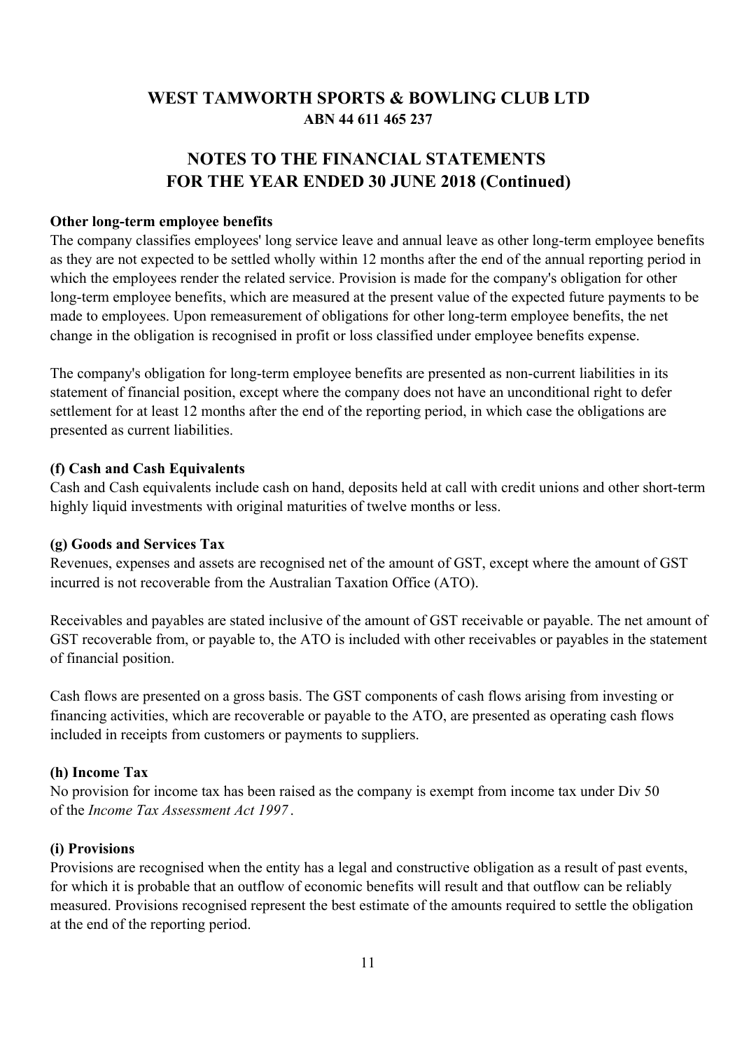# WEST TAMWORTH SPORTS & BOWLING CLUB LTD
**ABN 44 611 465 237**

## NOTES TO THE FINANCIAL STATEMENTS
## FOR THE YEAR ENDED 30 JUNE 2018 (Continued)

**Other long-term employee benefits**

The company classifies employees' long service leave and annual leave as other long-term employee benefits as they are not expected to be settled wholly within 12 months after the end of the annual reporting period in which the employees render the related service. Provision is made for the company's obligation for other long-term employee benefits, which are measured at the present value of the expected future payments to be made to employees. Upon remeasurement of obligations for other long-term employee benefits, the net change in the obligation is recognised in profit or loss classified under employee benefits expense.

The company's obligation for long-term employee benefits are presented as non-current liabilities in its statement of financial position, except where the company does not have an unconditional right to defer settlement for at least 12 months after the end of the reporting period, in which case the obligations are presented as current liabilities.

**(f) Cash and Cash Equivalents**

Cash and Cash equivalents include cash on hand, deposits held at call with credit unions and other short-term highly liquid investments with original maturities of twelve months or less.

**(g) Goods and Services Tax**

Revenues, expenses and assets are recognised net of the amount of GST, except where the amount of GST incurred is not recoverable from the Australian Taxation Office (ATO).

Receivables and payables are stated inclusive of the amount of GST receivable or payable. The net amount of GST recoverable from, or payable to, the ATO is included with other receivables or payables in the statement of financial position.

Cash flows are presented on a gross basis. The GST components of cash flows arising from investing or financing activities, which are recoverable or payable to the ATO, are presented as operating cash flows included in receipts from customers or payments to suppliers.

**(h) Income Tax**

No provision for income tax has been raised as the company is exempt from income tax under Div 50 of the *Income Tax Assessment Act 1997*.

**(i) Provisions**

Provisions are recognised when the entity has a legal and constructive obligation as a result of past events, for which it is probable that an outflow of economic benefits will result and that outflow can be reliably measured. Provisions recognised represent the best estimate of the amounts required to settle the obligation at the end of the reporting period.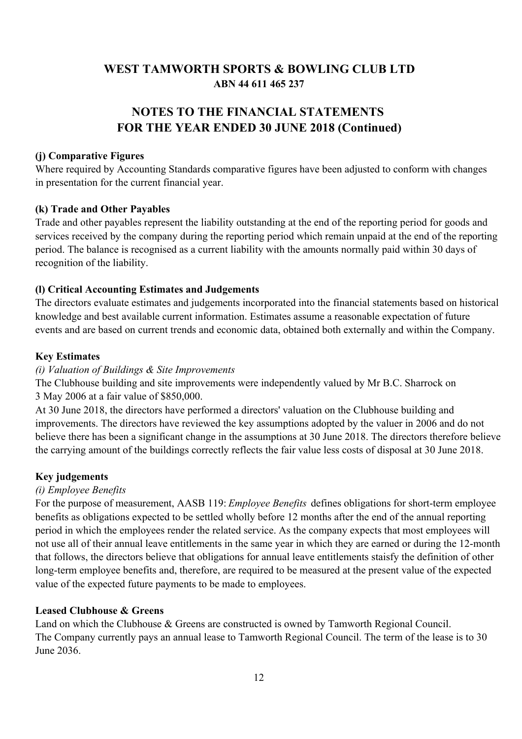# WEST TAMWORTH SPORTS & BOWLING CLUB LTD
**ABN 44 611 465 237**

## NOTES TO THE FINANCIAL STATEMENTS FOR THE YEAR ENDED 30 JUNE 2018 (Continued)

**(j) Comparative Figures**

Where required by Accounting Standards comparative figures have been adjusted to conform with changes in presentation for the current financial year.

**(k) Trade and Other Payables**

Trade and other payables represent the liability outstanding at the end of the reporting period for goods and services received by the company during the reporting period which remain unpaid at the end of the reporting period. The balance is recognised as a current liability with the amounts normally paid within 30 days of recognition of the liability.

**(l) Critical Accounting Estimates and Judgements**

The directors evaluate estimates and judgements incorporated into the financial statements based on historical knowledge and best available current information. Estimates assume a reasonable expectation of future events and are based on current trends and economic data, obtained both externally and within the Company.

**Key Estimates**

*(i) Valuation of Buildings & Site Improvements*

The Clubhouse building and site improvements were independently valued by Mr B.C. Sharrock on 3 May 2006 at a fair value of $850,000.

At 30 June 2018, the directors have performed a directors' valuation on the Clubhouse building and improvements. The directors have reviewed the key assumptions adopted by the valuer in 2006 and do not believe there has been a significant change in the assumptions at 30 June 2018. The directors therefore believe the carrying amount of the buildings correctly reflects the fair value less costs of disposal at 30 June 2018.

**Key judgements**

*(i) Employee Benefits*

For the purpose of measurement, AASB 119: *Employee Benefits* defines obligations for short-term employee benefits as obligations expected to be settled wholly before 12 months after the end of the annual reporting period in which the employees render the related service. As the company expects that most employees will not use all of their annual leave entitlements in the same year in which they are earned or during the 12-month that follows, the directors believe that obligations for annual leave entitlements staisfy the definition of other long-term employee benefits and, therefore, are required to be measured at the present value of the expected value of the expected future payments to be made to employees.

**Leased Clubhouse & Greens**

Land on which the Clubhouse & Greens are constructed is owned by Tamworth Regional Council.
The Company currently pays an annual lease to Tamworth Regional Council. The term of the lease is to 30 June 2036.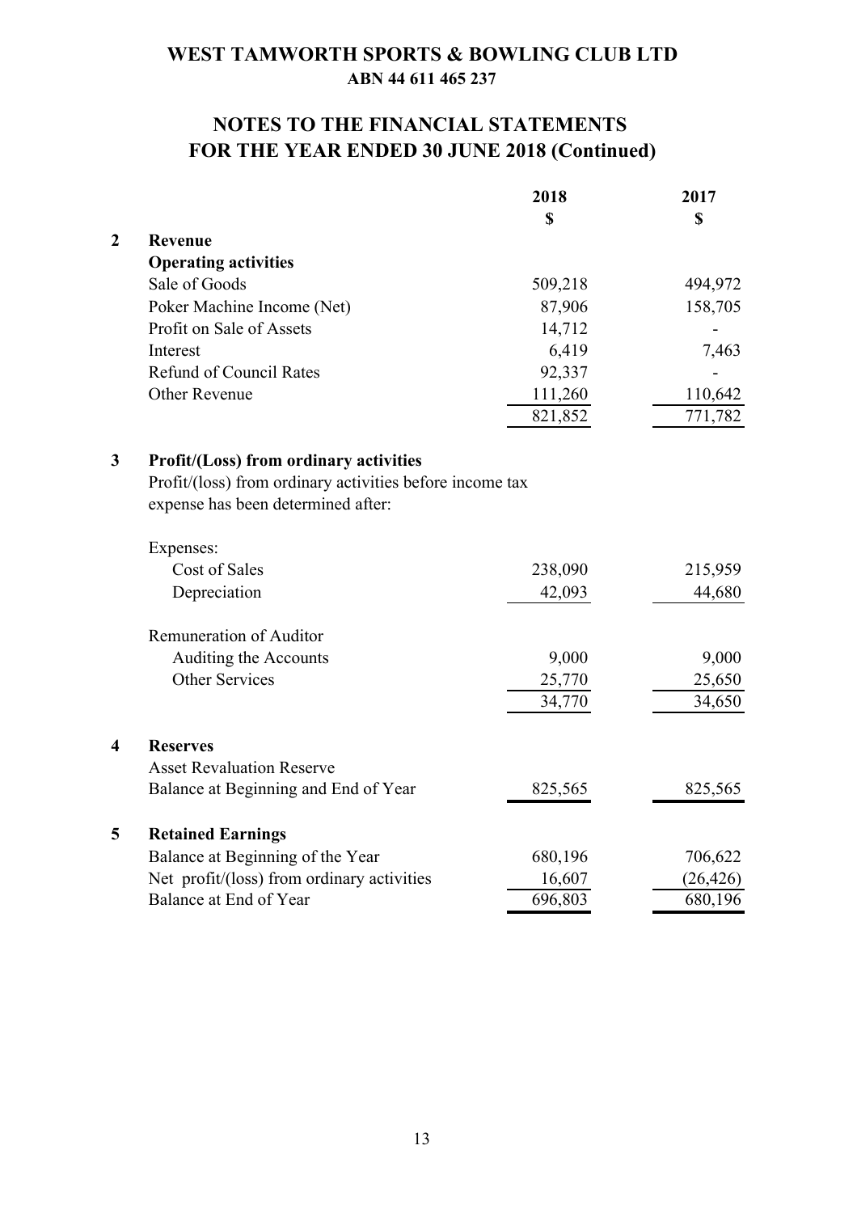# WEST TAMWORTH SPORTS & BOWLING CLUB LTD
**ABN 44 611 465 237**

## NOTES TO THE FINANCIAL STATEMENTS
## FOR THE YEAR ENDED 30 JUNE 2018 (Continued)

| | | 2018<br>$ | 2017<br>$ |
|---|---|---|---|
| **2** | **Revenue** | | |
| | **Operating activities** | | |
| | Sale of Goods | 509,218 | 494,972 |
| | Poker Machine Income (Net) | 87,906 | 158,705 |
| | Profit on Sale of Assets | 14,712 | - |
| | Interest | 6,419 | 7,463 |
| | Refund of Council Rates | 92,337 | - |
| | Other Revenue | 111,260 | 110,642 |
| | | 821,852 | 771,782 |
| **3** | **Profit/(Loss) from ordinary activities** | | |
| | Profit/(loss) from ordinary activities before income tax expense has been determined after: | | |
| | Expenses: | | |
| | Cost of Sales | 238,090 | 215,959 |
| | Depreciation | 42,093 | 44,680 |
| | Remuneration of Auditor | | |
| | Auditing the Accounts | 9,000 | 9,000 |
| | Other Services | 25,770 | 25,650 |
| | | 34,770 | 34,650 |
| **4** | **Reserves** | | |
| | Asset Revaluation Reserve | | |
| | Balance at Beginning and End of Year | 825,565 | 825,565 |
| **5** | **Retained Earnings** | | |
| | Balance at Beginning of the Year | 680,196 | 706,622 |
| | Net profit/(loss) from ordinary activities | 16,607 | (26,426) |
| | Balance at End of Year | 696,803 | 680,196 |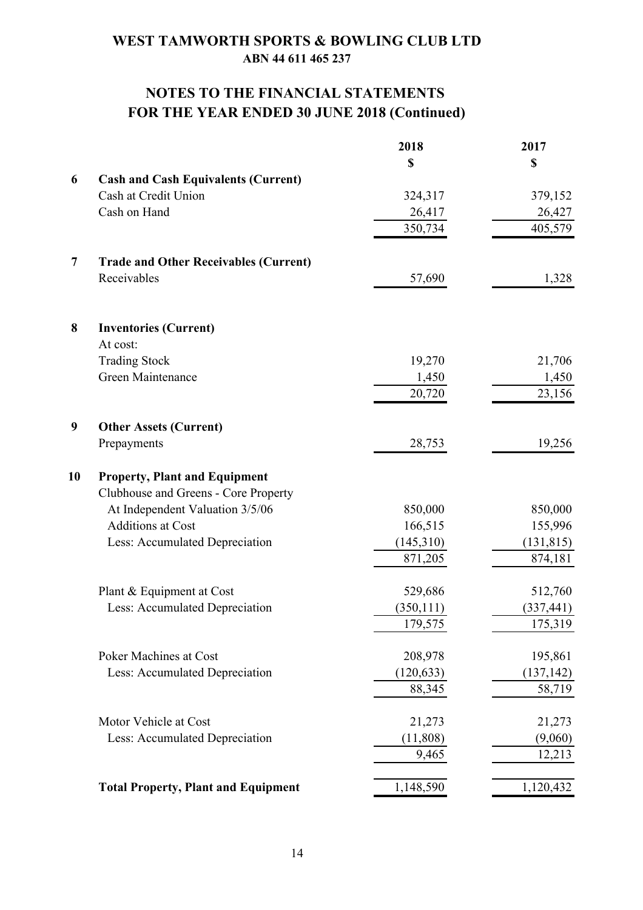# WEST TAMWORTH SPORTS & BOWLING CLUB LTD
**ABN 44 611 465 237**

## NOTES TO THE FINANCIAL STATEMENTS
## FOR THE YEAR ENDED 30 JUNE 2018 (Continued)

| | | 2018 | 2017 |
|---|---|---|---|
| | | $ | $ |
| **6** | **Cash and Cash Equivalents (Current)** | | |
| | Cash at Credit Union | 324,317 | 379,152 |
| | Cash on Hand | 26,417 | 26,427 |
| | | 350,734 | 405,579 |
| **7** | **Trade and Other Receivables (Current)** | | |
| | Receivables | 57,690 | 1,328 |
| **8** | **Inventories (Current)** | | |
| | At cost: | | |
| | Trading Stock | 19,270 | 21,706 |
| | Green Maintenance | 1,450 | 1,450 |
| | | 20,720 | 23,156 |
| **9** | **Other Assets (Current)** | | |
| | Prepayments | 28,753 | 19,256 |
| **10** | **Property, Plant and Equipment** | | |
| | Clubhouse and Greens - Core Property | | |
| | At Independent Valuation 3/5/06 | 850,000 | 850,000 |
| | Additions at Cost | 166,515 | 155,996 |
| | Less: Accumulated Depreciation | (145,310) | (131,815) |
| | | 871,205 | 874,181 |
| | Plant & Equipment at Cost | 529,686 | 512,760 |
| | Less: Accumulated Depreciation | (350,111) | (337,441) |
| | | 179,575 | 175,319 |
| | Poker Machines at Cost | 208,978 | 195,861 |
| | Less: Accumulated Depreciation | (120,633) | (137,142) |
| | | 88,345 | 58,719 |
| | Motor Vehicle at Cost | 21,273 | 21,273 |
| | Less: Accumulated Depreciation | (11,808) | (9,060) |
| | | 9,465 | 12,213 |
| | **Total Property, Plant and Equipment** | 1,148,590 | 1,120,432 |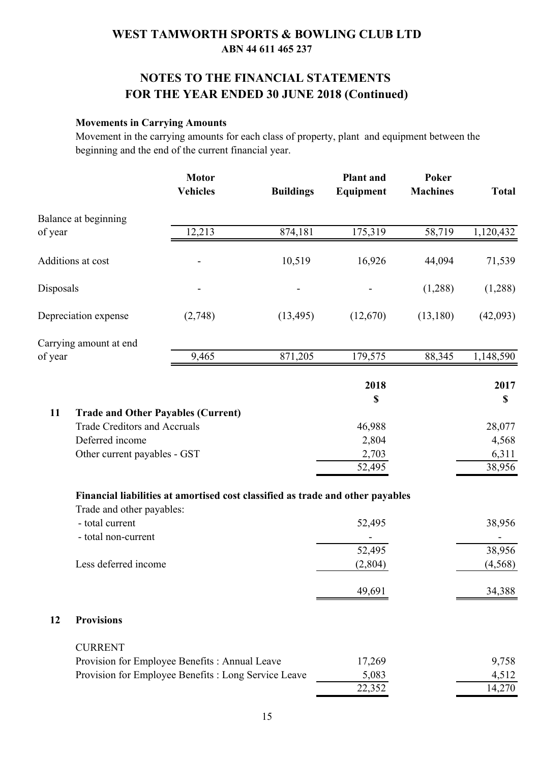# WEST TAMWORTH SPORTS & BOWLING CLUB LTD

**ABN 44 611 465 237**

## NOTES TO THE FINANCIAL STATEMENTS FOR THE YEAR ENDED 30 JUNE 2018 (Continued)

**Movements in Carrying Amounts**

Movement in the carrying amounts for each class of property, plant and equipment between the beginning and the end of the current financial year.

| | Motor Vehicles | Buildings | Plant and Equipment | Poker Machines | Total |
|---|---|---|---|---|---|
| Balance at beginning of year | 12,213 | 874,181 | 175,319 | 58,719 | 1,120,432 |
| Additions at cost | - | 10,519 | 16,926 | 44,094 | 71,539 |
| Disposals | - | - | - | (1,288) | (1,288) |
| Depreciation expense | (2,748) | (13,495) | (12,670) | (13,180) | (42,093) |
| Carrying amount at end of year | 9,465 | 871,205 | 179,575 | 88,345 | 1,148,590 |

| | 2018 $ | 2017 $ |
|---|---|---|
| **11 Trade and Other Payables (Current)** | | |
| Trade Creditors and Accruals | 46,988 | 28,077 |
| Deferred income | 2,804 | 4,568 |
| Other current payables - GST | 2,703 | 6,311 |
| | 52,495 | 38,956 |
| **Financial liabilities at amortised cost classified as trade and other payables** | | |
| Trade and other payables: | | |
| - total current | 52,495 | 38,956 |
| - total non-current | - | - |
| | 52,495 | 38,956 |
| Less deferred income | (2,804) | (4,568) |
| | 49,691 | 34,388 |
| **12 Provisions** | | |
| CURRENT | | |
| Provision for Employee Benefits : Annual Leave | 17,269 | 9,758 |
| Provision for Employee Benefits : Long Service Leave | 5,083 | 4,512 |
| | 22,352 | 14,270 |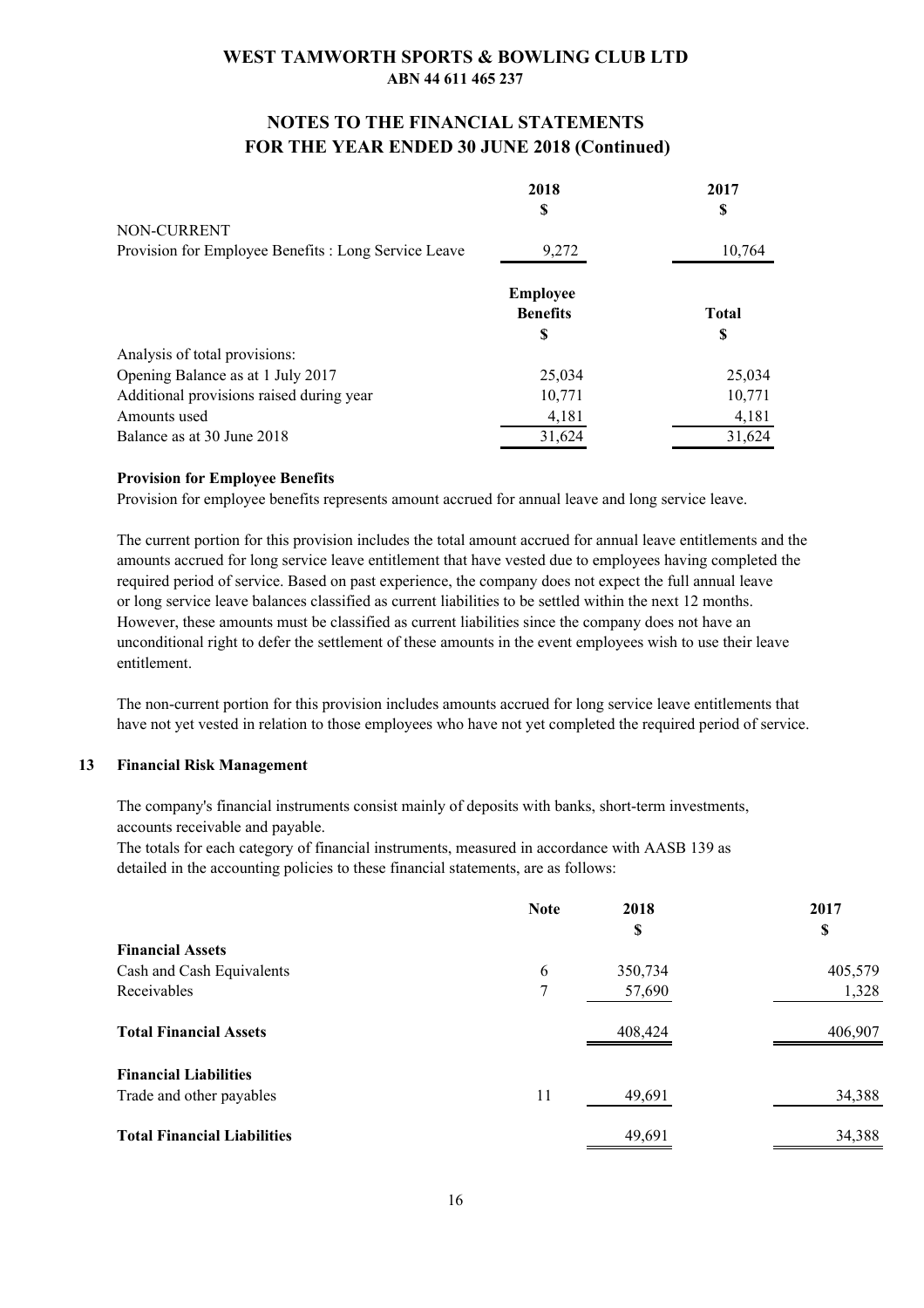# WEST TAMWORTH SPORTS & BOWLING CLUB LTD

**ABN 44 611 465 237**

## NOTES TO THE FINANCIAL STATEMENTS FOR THE YEAR ENDED 30 JUNE 2018 (Continued)

| | 2018 | 2017 |
|---|---|---|
| | $ | $ |
| NON-CURRENT | | |
| Provision for Employee Benefits : Long Service Leave | 9,272 | 10,764 |

| | Employee Benefits | Total |
|---|---|---|
| | $ | $ |
| Analysis of total provisions: | | |
| Opening Balance as at 1 July 2017 | 25,034 | 25,034 |
| Additional provisions raised during year | 10,771 | 10,771 |
| Amounts used | 4,181 | 4,181 |
| Balance as at 30 June 2018 | 31,624 | 31,624 |

**Provision for Employee Benefits**

Provision for employee benefits represents amount accrued for annual leave and long service leave.

The current portion for this provision includes the total amount accrued for annual leave entitlements and the amounts accrued for long service leave entitlement that have vested due to employees having completed the required period of service. Based on past experience, the company does not expect the full annual leave or long service leave balances classified as current liabilities to be settled within the next 12 months. However, these amounts must be classified as current liabilities since the company does not have an unconditional right to defer the settlement of these amounts in the event employees wish to use their leave entitlement.

The non-current portion for this provision includes amounts accrued for long service leave entitlements that have not yet vested in relation to those employees who have not yet completed the required period of service.

### 13 Financial Risk Management

The company's financial instruments consist mainly of deposits with banks, short-term investments, accounts receivable and payable.

The totals for each category of financial instruments, measured in accordance with AASB 139 as detailed in the accounting policies to these financial statements, are as follows:

| | Note | 2018 | 2017 |
|---|---|---|---|
| | | $ | $ |
| **Financial Assets** | | | |
| Cash and Cash Equivalents | 6 | 350,734 | 405,579 |
| Receivables | 7 | 57,690 | 1,328 |
| **Total Financial Assets** | | 408,424 | 406,907 |
| **Financial Liabilities** | | | |
| Trade and other payables | 11 | 49,691 | 34,388 |
| **Total Financial Liabilities** | | 49,691 | 34,388 |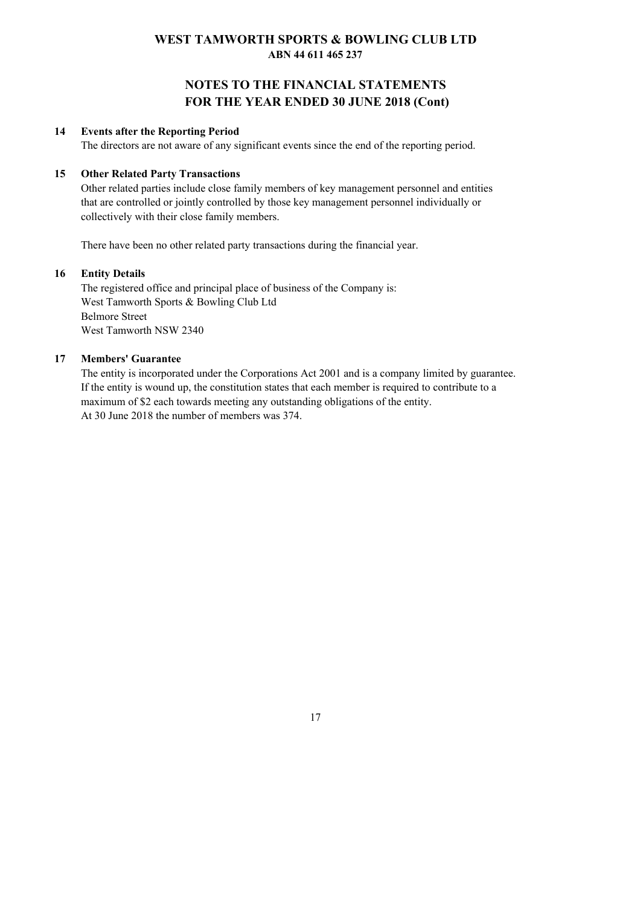# WEST TAMWORTH SPORTS & BOWLING CLUB LTD
**ABN 44 611 465 237**

## NOTES TO THE FINANCIAL STATEMENTS
## FOR THE YEAR ENDED 30 JUNE 2018 (Cont)

### 14 Events after the Reporting Period

The directors are not aware of any significant events since the end of the reporting period.

### 15 Other Related Party Transactions

Other related parties include close family members of key management personnel and entities that are controlled or jointly controlled by those key management personnel individually or collectively with their close family members.

There have been no other related party transactions during the financial year.

### 16 Entity Details

The registered office and principal place of business of the Company is:
West Tamworth Sports & Bowling Club Ltd
Belmore Street
West Tamworth NSW 2340

### 17 Members' Guarantee

The entity is incorporated under the Corporations Act 2001 and is a company limited by guarantee. If the entity is wound up, the constitution states that each member is required to contribute to a maximum of $2 each towards meeting any outstanding obligations of the entity.
At 30 June 2018 the number of members was 374.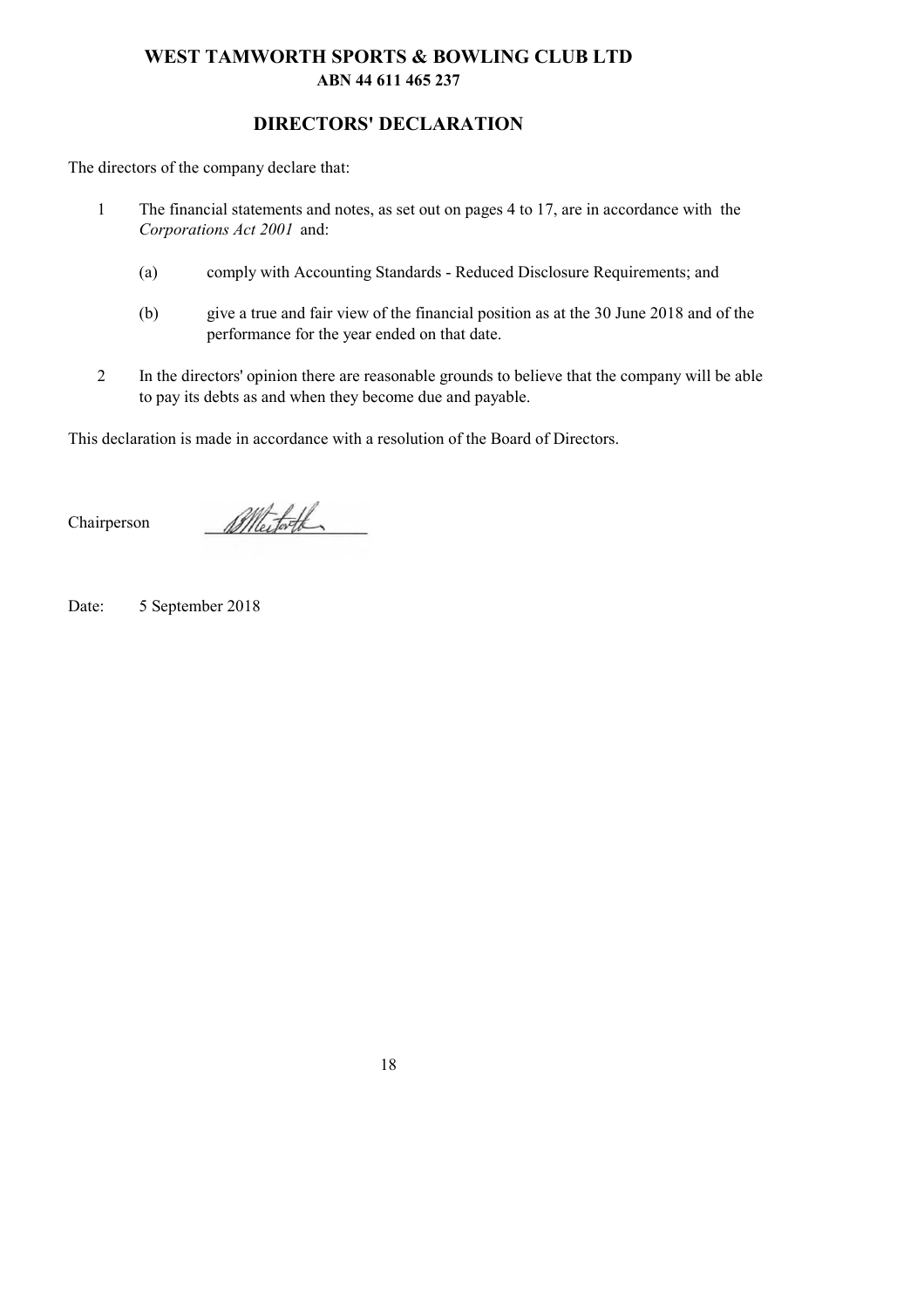# WEST TAMWORTH SPORTS & BOWLING CLUB LTD
**ABN 44 611 465 237**

## DIRECTORS' DECLARATION

The directors of the company declare that:

1. The financial statements and notes, as set out on pages 4 to 17, are in accordance with the *Corporations Act 2001* and:

   (a) comply with Accounting Standards - Reduced Disclosure Requirements; and

   (b) give a true and fair view of the financial position as at the 30 June 2018 and of the performance for the year ended on that date.

2. In the directors' opinion there are reasonable grounds to believe that the company will be able to pay its debts as and when they become due and payable.

This declaration is made in accordance with a resolution of the Board of Directors.

Chairperson

Date: 5 September 2018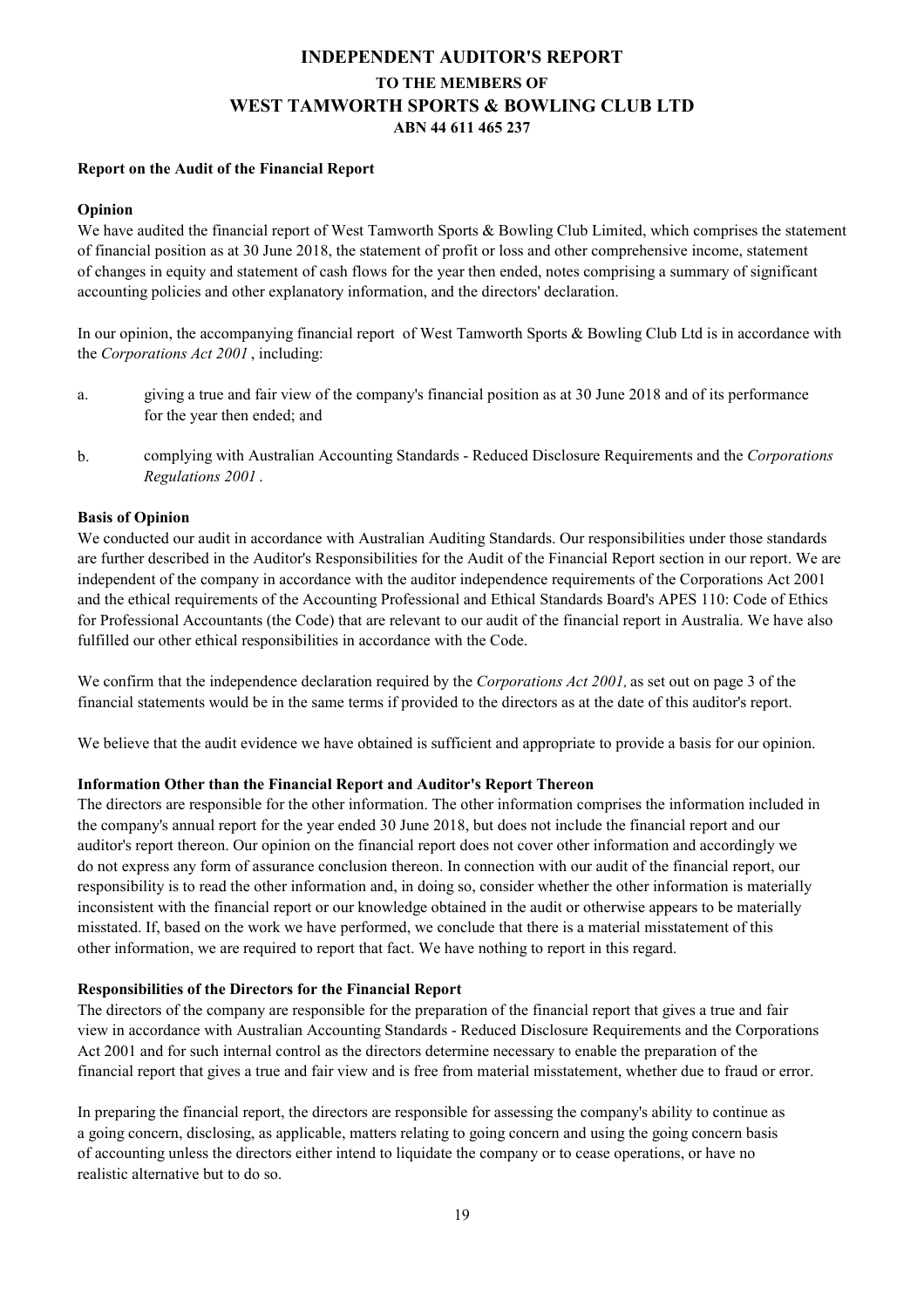# INDEPENDENT AUDITOR'S REPORT

## TO THE MEMBERS OF

# WEST TAMWORTH SPORTS & BOWLING CLUB LTD

## ABN 44 611 465 237

**Report on the Audit of the Financial Report**

**Opinion**

We have audited the financial report of West Tamworth Sports & Bowling Club Limited, which comprises the statement of financial position as at 30 June 2018, the statement of profit or loss and other comprehensive income, statement of changes in equity and statement of cash flows for the year then ended, notes comprising a summary of significant accounting policies and other explanatory information, and the directors' declaration.

In our opinion, the accompanying financial report of West Tamworth Sports & Bowling Club Ltd is in accordance with the *Corporations Act 2001* , including:

a. giving a true and fair view of the company's financial position as at 30 June 2018 and of its performance for the year then ended; and

b. complying with Australian Accounting Standards - Reduced Disclosure Requirements and the *Corporations Regulations 2001* .

**Basis of Opinion**

We conducted our audit in accordance with Australian Auditing Standards. Our responsibilities under those standards are further described in the Auditor's Responsibilities for the Audit of the Financial Report section in our report. We are independent of the company in accordance with the auditor independence requirements of the Corporations Act 2001 and the ethical requirements of the Accounting Professional and Ethical Standards Board's APES 110: Code of Ethics for Professional Accountants (the Code) that are relevant to our audit of the financial report in Australia. We have also fulfilled our other ethical responsibilities in accordance with the Code.

We confirm that the independence declaration required by the *Corporations Act 2001,* as set out on page 3 of the financial statements would be in the same terms if provided to the directors as at the date of this auditor's report.

We believe that the audit evidence we have obtained is sufficient and appropriate to provide a basis for our opinion.

**Information Other than the Financial Report and Auditor's Report Thereon**

The directors are responsible for the other information. The other information comprises the information included in the company's annual report for the year ended 30 June 2018, but does not include the financial report and our auditor's report thereon. Our opinion on the financial report does not cover other information and accordingly we do not express any form of assurance conclusion thereon. In connection with our audit of the financial report, our responsibility is to read the other information and, in doing so, consider whether the other information is materially inconsistent with the financial report or our knowledge obtained in the audit or otherwise appears to be materially misstated. If, based on the work we have performed, we conclude that there is a material misstatement of this other information, we are required to report that fact. We have nothing to report in this regard.

**Responsibilities of the Directors for the Financial Report**

The directors of the company are responsible for the preparation of the financial report that gives a true and fair view in accordance with Australian Accounting Standards - Reduced Disclosure Requirements and the Corporations Act 2001 and for such internal control as the directors determine necessary to enable the preparation of the financial report that gives a true and fair view and is free from material misstatement, whether due to fraud or error.

In preparing the financial report, the directors are responsible for assessing the company's ability to continue as a going concern, disclosing, as applicable, matters relating to going concern and using the going concern basis of accounting unless the directors either intend to liquidate the company or to cease operations, or have no realistic alternative but to do so.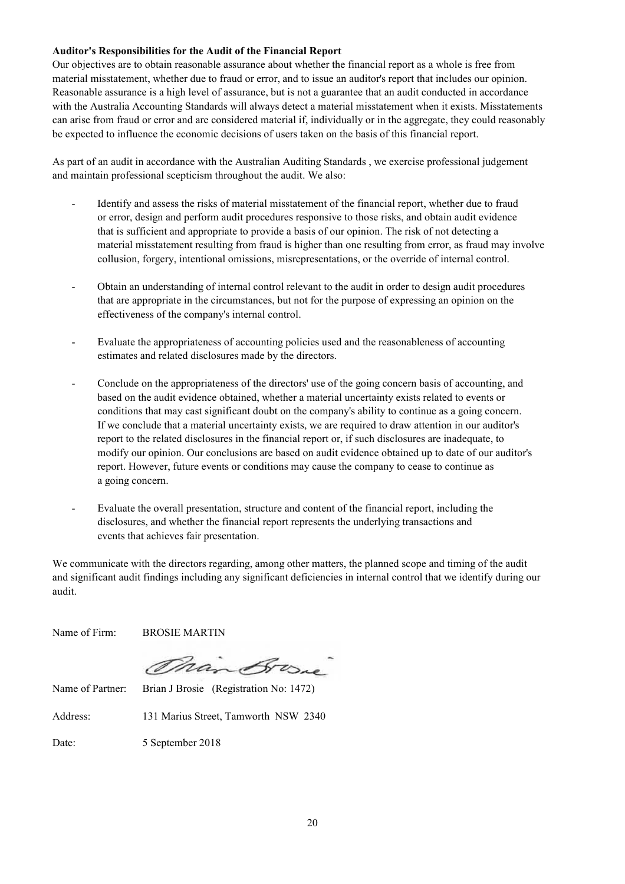**Auditor's Responsibilities for the Audit of the Financial Report**

Our objectives are to obtain reasonable assurance about whether the financial report as a whole is free from material misstatement, whether due to fraud or error, and to issue an auditor's report that includes our opinion. Reasonable assurance is a high level of assurance, but is not a guarantee that an audit conducted in accordance with the Australia Accounting Standards will always detect a material misstatement when it exists. Misstatements can arise from fraud or error and are considered material if, individually or in the aggregate, they could reasonably be expected to influence the economic decisions of users taken on the basis of this financial report.

As part of an audit in accordance with the Australian Auditing Standards , we exercise professional judgement and maintain professional scepticism throughout the audit. We also:

- Identify and assess the risks of material misstatement of the financial report, whether due to fraud or error, design and perform audit procedures responsive to those risks, and obtain audit evidence that is sufficient and appropriate to provide a basis of our opinion. The risk of not detecting a material misstatement resulting from fraud is higher than one resulting from error, as fraud may involve collusion, forgery, intentional omissions, misrepresentations, or the override of internal control.

- Obtain an understanding of internal control relevant to the audit in order to design audit procedures that are appropriate in the circumstances, but not for the purpose of expressing an opinion on the effectiveness of the company's internal control.

- Evaluate the appropriateness of accounting policies used and the reasonableness of accounting estimates and related disclosures made by the directors.

- Conclude on the appropriateness of the directors' use of the going concern basis of accounting, and based on the audit evidence obtained, whether a material uncertainty exists related to events or conditions that may cast significant doubt on the company's ability to continue as a going concern. If we conclude that a material uncertainty exists, we are required to draw attention in our auditor's report to the related disclosures in the financial report or, if such disclosures are inadequate, to modify our opinion. Our conclusions are based on audit evidence obtained up to date of our auditor's report. However, future events or conditions may cause the company to cease to continue as a going concern.

- Evaluate the overall presentation, structure and content of the financial report, including the disclosures, and whether the financial report represents the underlying transactions and events that achieves fair presentation.

We communicate with the directors regarding, among other matters, the planned scope and timing of the audit and significant audit findings including any significant deficiencies in internal control that we identify during our audit.

Name of Firm: BROSIE MARTIN

Name of Partner: Brian J Brosie (Registration No: 1472)

Address: 131 Marius Street, Tamworth NSW 2340

Date: 5 September 2018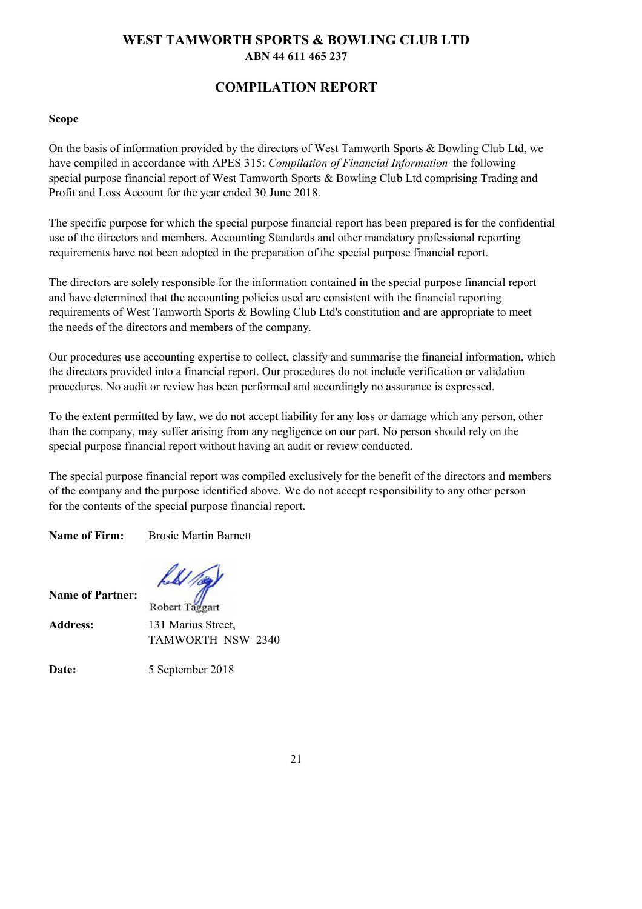# WEST TAMWORTH SPORTS & BOWLING CLUB LTD

**ABN 44 611 465 237**

## COMPILATION REPORT

**Scope**

On the basis of information provided by the directors of West Tamworth Sports & Bowling Club Ltd, we have compiled in accordance with APES 315: *Compilation of Financial Information* the following special purpose financial report of West Tamworth Sports & Bowling Club Ltd comprising Trading and Profit and Loss Account for the year ended 30 June 2018.

The specific purpose for which the special purpose financial report has been prepared is for the confidential use of the directors and members. Accounting Standards and other mandatory professional reporting requirements have not been adopted in the preparation of the special purpose financial report.

The directors are solely responsible for the information contained in the special purpose financial report and have determined that the accounting policies used are consistent with the financial reporting requirements of West Tamworth Sports & Bowling Club Ltd's constitution and are appropriate to meet the needs of the directors and members of the company.

Our procedures use accounting expertise to collect, classify and summarise the financial information, which the directors provided into a financial report. Our procedures do not include verification or validation procedures. No audit or review has been performed and accordingly no assurance is expressed.

To the extent permitted by law, we do not accept liability for any loss or damage which any person, other than the company, may suffer arising from any negligence on our part. No person should rely on the special purpose financial report without having an audit or review conducted.

The special purpose financial report was compiled exclusively for the benefit of the directors and members of the company and the purpose identified above. We do not accept responsibility to any other person for the contents of the special purpose financial report.

**Name of Firm:** Brosie Martin Barnett

**Name of Partner:** Robert Taggart

**Address:** 131 Marius Street,
TAMWORTH NSW 2340

**Date:** 5 September 2018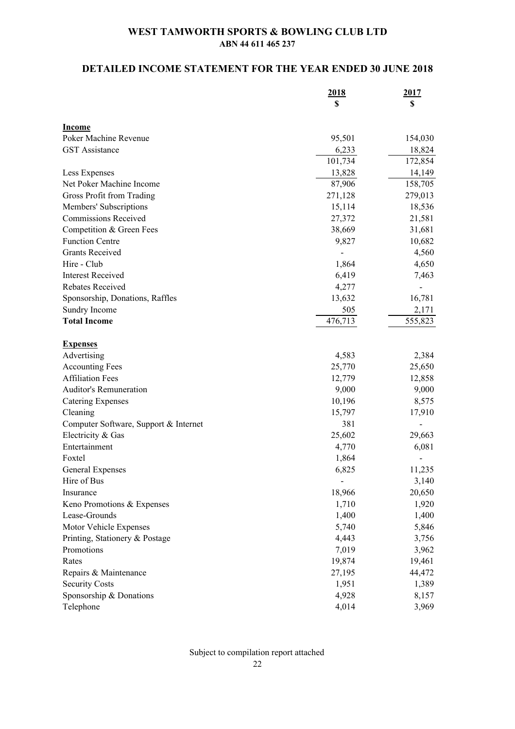# WEST TAMWORTH SPORTS & BOWLING CLUB LTD

**ABN 44 611 465 237**

## DETAILED INCOME STATEMENT FOR THE YEAR ENDED 30 JUNE 2018

| | 2018<br>$ | 2017<br>$ |
|---|---|---|
| **Income** | | |
| Poker Machine Revenue | 95,501 | 154,030 |
| GST Assistance | 6,233 | 18,824 |
| | 101,734 | 172,854 |
| Less Expenses | 13,828 | 14,149 |
| Net Poker Machine Income | 87,906 | 158,705 |
| Gross Profit from Trading | 271,128 | 279,013 |
| Members' Subscriptions | 15,114 | 18,536 |
| Commissions Received | 27,372 | 21,581 |
| Competition & Green Fees | 38,669 | 31,681 |
| Function Centre | 9,827 | 10,682 |
| Grants Received | - | 4,560 |
| Hire - Club | 1,864 | 4,650 |
| Interest Received | 6,419 | 7,463 |
| Rebates Received | 4,277 | - |
| Sponsorship, Donations, Raffles | 13,632 | 16,781 |
| Sundry Income | 505 | 2,171 |
| **Total Income** | 476,713 | 555,823 |
| | | |
| **Expenses** | | |
| Advertising | 4,583 | 2,384 |
| Accounting Fees | 25,770 | 25,650 |
| Affiliation Fees | 12,779 | 12,858 |
| Auditor's Remuneration | 9,000 | 9,000 |
| Catering Expenses | 10,196 | 8,575 |
| Cleaning | 15,797 | 17,910 |
| Computer Software, Support & Internet | 381 | - |
| Electricity & Gas | 25,602 | 29,663 |
| Entertainment | 4,770 | 6,081 |
| Foxtel | 1,864 | - |
| General Expenses | 6,825 | 11,235 |
| Hire of Bus | - | 3,140 |
| Insurance | 18,966 | 20,650 |
| Keno Promotions & Expenses | 1,710 | 1,920 |
| Lease-Grounds | 1,400 | 1,400 |
| Motor Vehicle Expenses | 5,740 | 5,846 |
| Printing, Stationery & Postage | 4,443 | 3,756 |
| Promotions | 7,019 | 3,962 |
| Rates | 19,874 | 19,461 |
| Repairs & Maintenance | 27,195 | 44,472 |
| Security Costs | 1,951 | 1,389 |
| Sponsorship & Donations | 4,928 | 8,157 |
| Telephone | 4,014 | 3,969 |

Subject to compilation report attached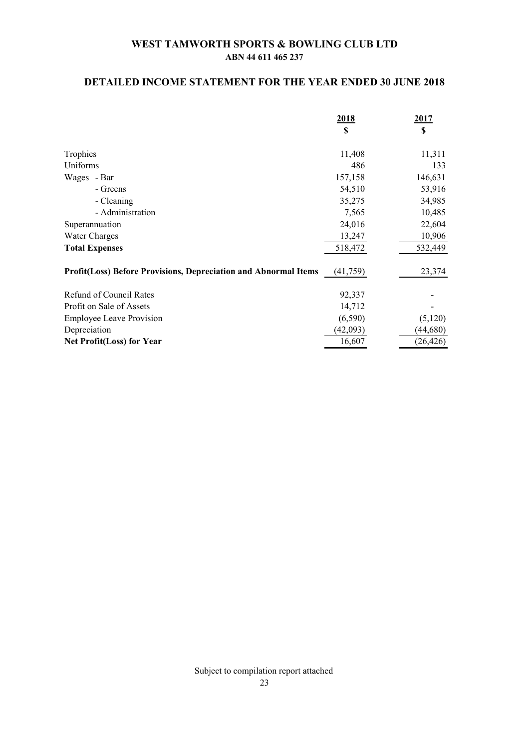# WEST TAMWORTH SPORTS & BOWLING CLUB LTD

**ABN 44 611 465 237**

## DETAILED INCOME STATEMENT FOR THE YEAR ENDED 30 JUNE 2018

| | 2018<br>$ | 2017<br>$ |
|---|---|---|
| Trophies | 11,408 | 11,311 |
| Uniforms | 486 | 133 |
| Wages - Bar | 157,158 | 146,631 |
| - Greens | 54,510 | 53,916 |
| - Cleaning | 35,275 | 34,985 |
| - Administration | 7,565 | 10,485 |
| Superannuation | 24,016 | 22,604 |
| Water Charges | 13,247 | 10,906 |
| **Total Expenses** | 518,472 | 532,449 |
| **Profit(Loss) Before Provisions, Depreciation and Abnormal Items** | (41,759) | 23,374 |
| Refund of Council Rates | 92,337 | - |
| Profit on Sale of Assets | 14,712 | - |
| Employee Leave Provision | (6,590) | (5,120) |
| Depreciation | (42,093) | (44,680) |
| **Net Profit(Loss) for Year** | 16,607 | (26,426) |

Subject to compilation report attached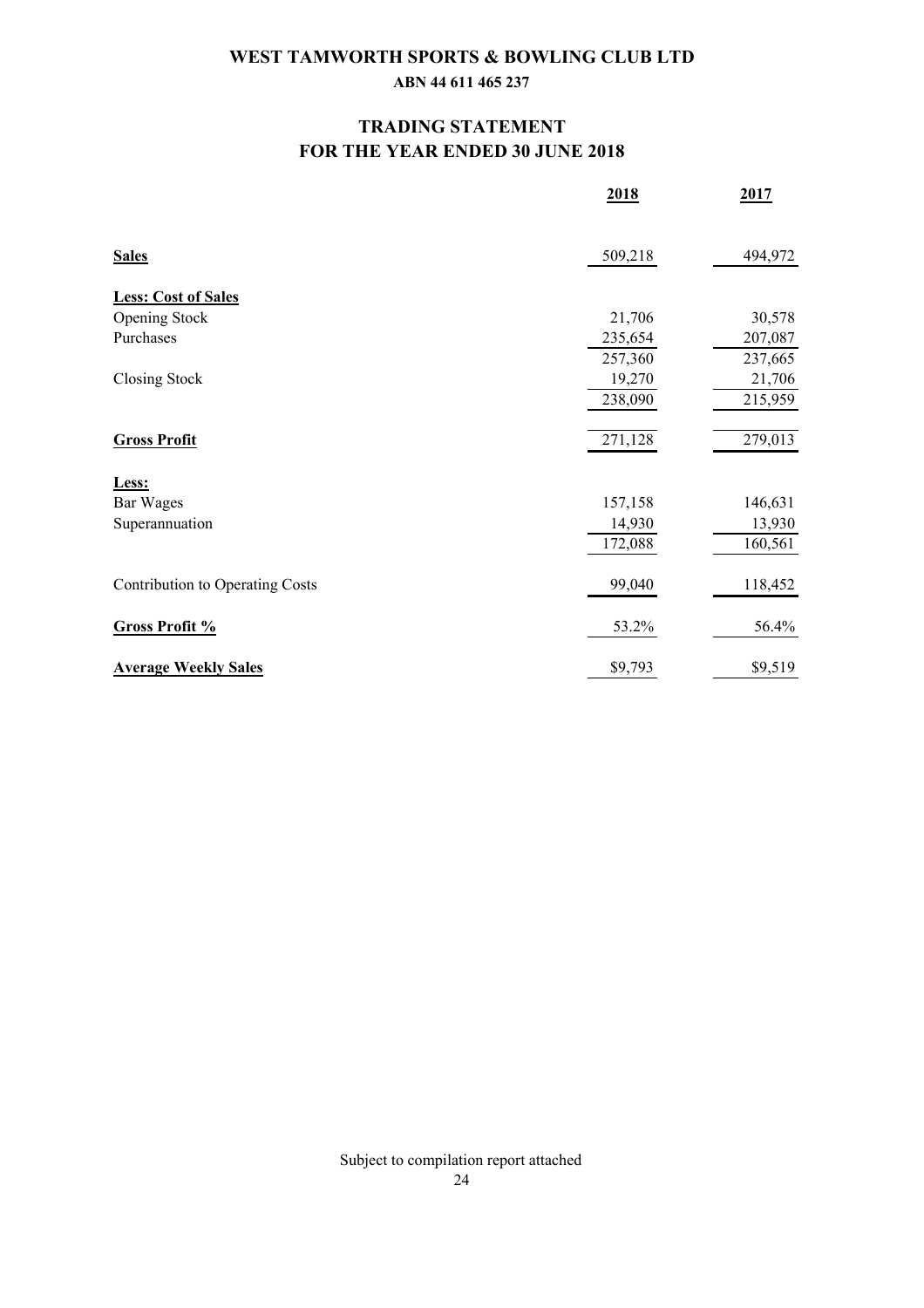# WEST TAMWORTH SPORTS & BOWLING CLUB LTD

**ABN 44 611 465 237**

## TRADING STATEMENT
## FOR THE YEAR ENDED 30 JUNE 2018

| | 2018 | 2017 |
|---|---|---|
| **Sales** | 509,218 | 494,972 |
| **Less: Cost of Sales** | | |
| Opening Stock | 21,706 | 30,578 |
| Purchases | 235,654 | 207,087 |
| | 257,360 | 237,665 |
| Closing Stock | 19,270 | 21,706 |
| | 238,090 | 215,959 |
| **Gross Profit** | 271,128 | 279,013 |
| **Less:** | | |
| Bar Wages | 157,158 | 146,631 |
| Superannuation | 14,930 | 13,930 |
| | 172,088 | 160,561 |
| Contribution to Operating Costs | 99,040 | 118,452 |
| **Gross Profit %** | 53.2% | 56.4% |
| **Average Weekly Sales** | $9,793 | $9,519 |

Subject to compilation report attached